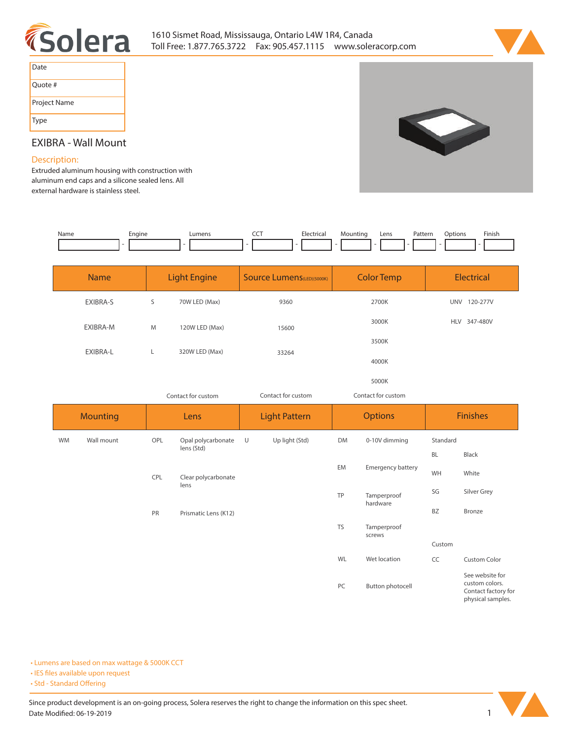1610 Sismet Road, Mississauga, Ontario L4W 1R4, Canada
Toll Free: 1.877.765.3722 Fax: 905.457.1115 www.soleracorp.com

| Date | |
|---|---|
| Quote # | |
| Project Name | |
| Type | |

## EXIBRA - Wall Mount

### Description:

Extruded aluminum housing with construction with aluminum end caps and a silicone sealed lens. All external hardware is stainless steel.

| Name | | Engine | | Lumens | | CCT | | Electrical | | Mounting | | Lens | | Pattern | | Options | | Finish |
|---|---|---|---|---|---|---|---|---|---|---|---|---|---|---|---|---|---|---|
| | - | | - | | - | | - | | - | | - | | - | | - | | - | |

| Name | Light Engine | | Source Lumens(LED)(5000K) | Color Temp | Electrical | |
|---|---|---|---|---|---|---|
| EXIBRA-S | S | 70W LED (Max) | 9360 | 2700K | UNV | 120-277V |
| EXIBRA-M | M | 120W LED (Max) | 15600 | 3000K | HLV | 347-480V |
| EXIBRA-L | L | 320W LED (Max) | 33264 | 3500K | | |
| | | | | 4000K | | |
| | | | | 5000K | | |
| | Contact for custom | | Contact for custom | Contact for custom | | |

| Mounting | | Lens | | Light Pattern | | Options | | Finishes | |
|---|---|---|---|---|---|---|---|---|---|
| WM | Wall mount | OPL | Opal polycarbonate lens (Std) | U | Up light (Std) | DM | 0-10V dimming | Standard | |
| | | | | | | | | BL | Black |
| | | CPL | Clear polycarbonate lens | | | EM | Emergency battery | WH | White |
| | | | | | | TP | Tamperproof hardware | SG | Silver Grey |
| | | PR | Prismatic Lens (K12) | | | | | BZ | Bronze |
| | | | | | | TS | Tamperproof screws | Custom | |
| | | | | | | WL | Wet location | CC | Custom Color |
| | | | | | | PC | Button photocell | | See website for custom colors. Contact factory for physical samples. |

- Lumens are based on max wattage & 5000K CCT
- IES files available upon request
- Std - Standard Offering

Since product development is an on-going process, Solera reserves the right to change the information on this spec sheet.
Date Modified: 06-19-2019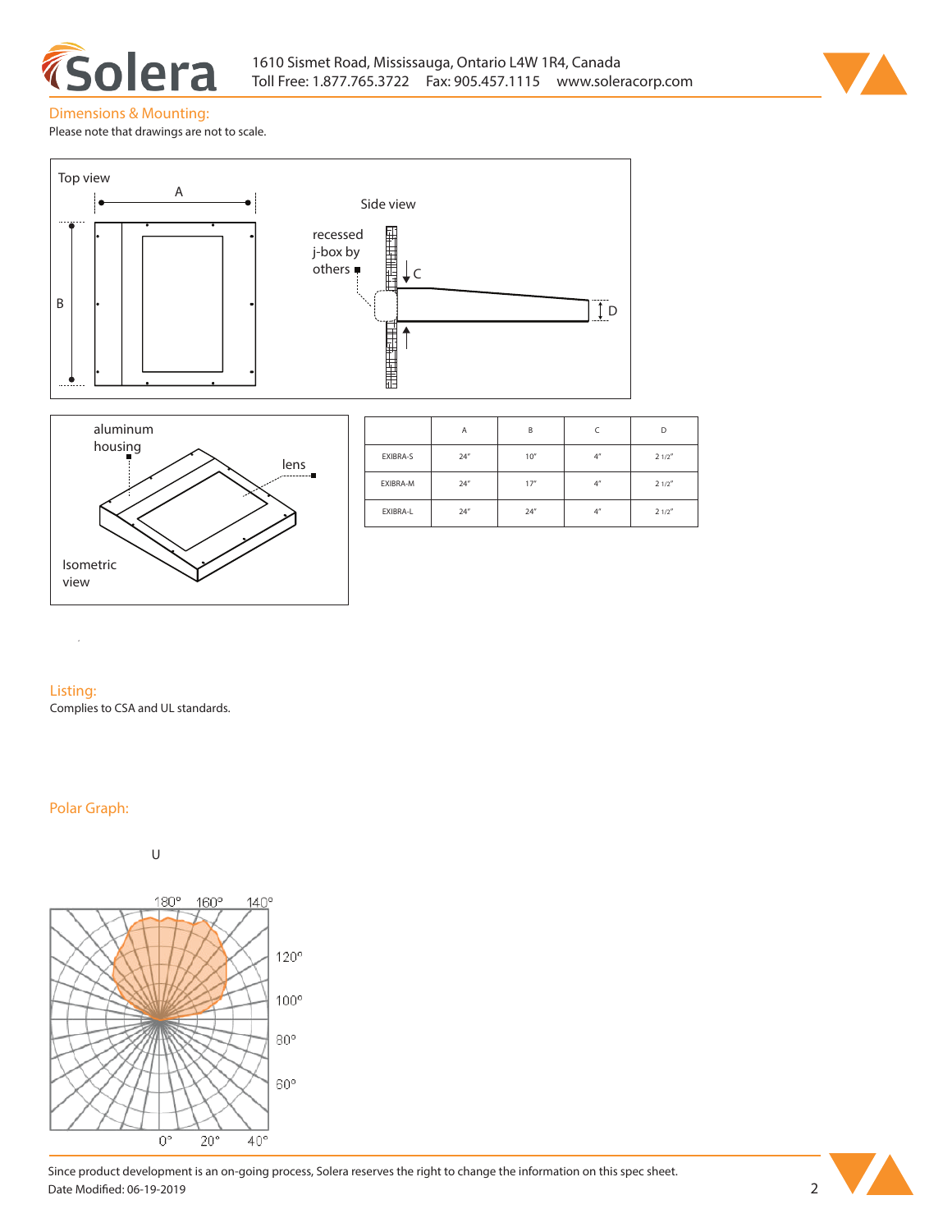## Dimensions & Mounting:

Please note that drawings are not to scale.

Top view

A

B

Side view

recessed j-box by others

C

D

aluminum housing

lens

Isometric view

| | A | B | C | D |
|---|---|---|---|---|
| EXIBRA-S | 24" | 10" | 4" | 2 1/2" |
| EXIBRA-M | 24" | 17" | 4" | 2 1/2" |
| EXIBRA-L | 24" | 24" | 4" | 2 1/2" |

## Listing:

Complies to CSA and UL standards.

## Polar Graph:

U

180° 160° 140°

120°

100°

80°

60°

0° 20° 40°

Since product development is an on-going process, Solera reserves the right to change the information on this spec sheet.
Date Modified: 06-19-2019